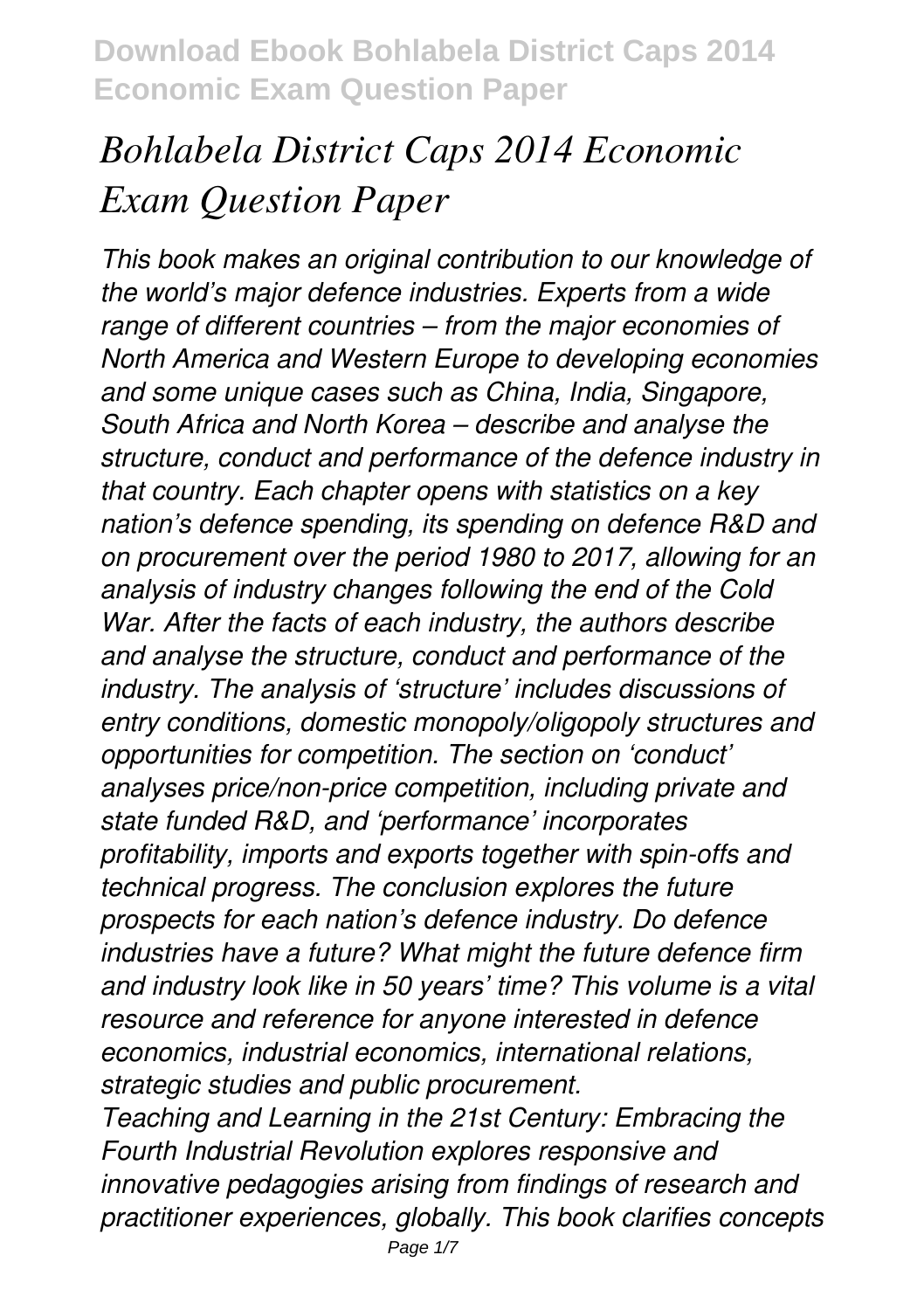# *Bohlabela District Caps 2014 Economic Exam Question Paper*

*This book makes an original contribution to our knowledge of the world's major defence industries. Experts from a wide range of different countries – from the major economies of North America and Western Europe to developing economies and some unique cases such as China, India, Singapore, South Africa and North Korea – describe and analyse the structure, conduct and performance of the defence industry in that country. Each chapter opens with statistics on a key nation's defence spending, its spending on defence R&D and on procurement over the period 1980 to 2017, allowing for an analysis of industry changes following the end of the Cold War. After the facts of each industry, the authors describe and analyse the structure, conduct and performance of the industry. The analysis of 'structure' includes discussions of entry conditions, domestic monopoly/oligopoly structures and opportunities for competition. The section on 'conduct' analyses price/non-price competition, including private and state funded R&D, and 'performance' incorporates profitability, imports and exports together with spin-offs and technical progress. The conclusion explores the future prospects for each nation's defence industry. Do defence industries have a future? What might the future defence firm and industry look like in 50 years' time? This volume is a vital resource and reference for anyone interested in defence economics, industrial economics, international relations, strategic studies and public procurement.*

*Teaching and Learning in the 21st Century: Embracing the Fourth Industrial Revolution explores responsive and innovative pedagogies arising from findings of research and practitioner experiences, globally. This book clarifies concepts*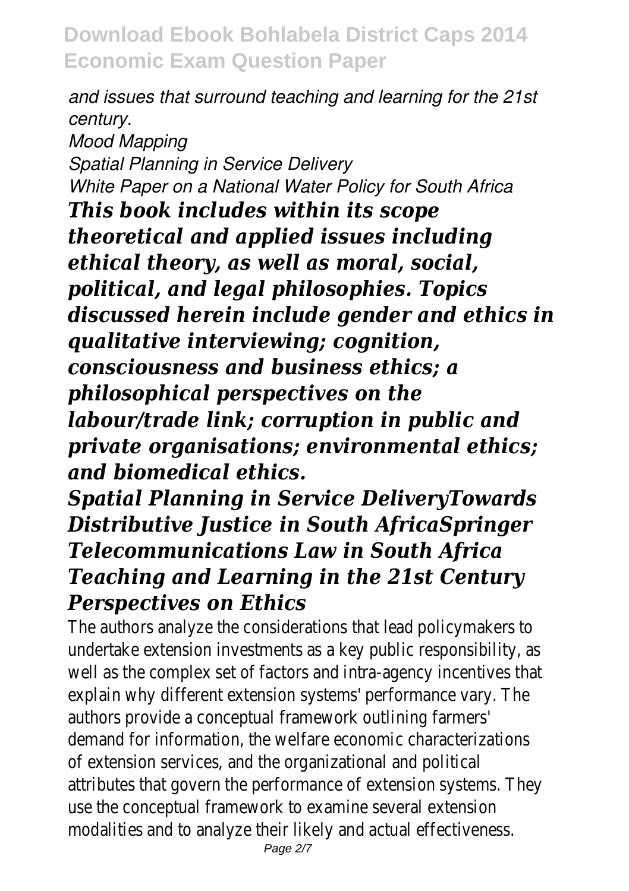*and issues that surround teaching and learning for the 21st century.*

*Mood Mapping*

*Spatial Planning in Service Delivery*

*White Paper on a National Water Policy for South Africa*

## *This book includes within its scope theoretical and applied issues including ethical theory, as well as moral, social, political, and legal philosophies. Topics discussed herein include gender and ethics in qualitative interviewing; cognition, consciousness and business ethics; a philosophical perspectives on the labour/trade link; corruption in public and private organisations; environmental ethics; and biomedical ethics.*

## *Spatial Planning in Service DeliveryTowards Distributive Justice in South AfricaSpringer*

## *Telecommunications Law in South Africa*

## *Teaching and Learning in the 21st Century*

## *Perspectives on Ethics*

The authors analyze the considerations that lead policymakers to undertake extension investments as a key public responsibility, as well as the complex set of factors and intra-agency incentives that explain why different extension systems' performance vary. The authors provide a conceptual framework outlining farmers' demand for information, the welfare economic characterizations of extension services, and the organizational and political attributes that govern the performance of extension systems. They use the conceptual framework to examine several extension modalities and to analyze their likely and actual effectiveness.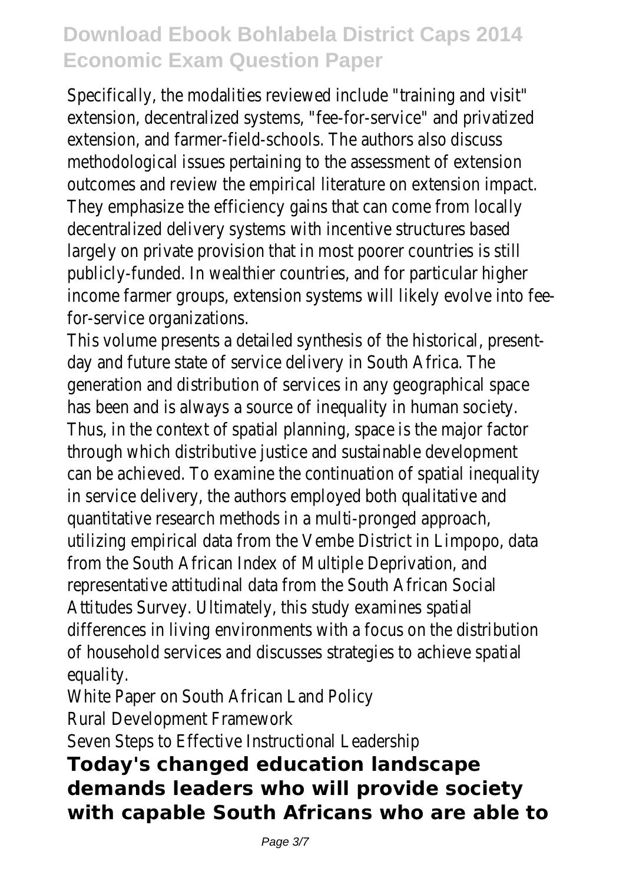Specifically, the modalities reviewed include "training and visit" extension, decentralized systems, "fee-for-service" and privatized extension, and farmer-field-schools. The authors also discuss methodological issues pertaining to the assessment of extension outcomes and review the empirical literature on extension impact. They emphasize the efficiency gains that can come from locally decentralized delivery systems with incentive structures based largely on private provision that in most poorer countries is still publicly-funded. In wealthier countries, and for particular higher income farmer groups, extension systems will likely evolve into fee-for-service organizations.

This volume presents a detailed synthesis of the historical, present-day and future state of service delivery in South Africa. The generation and distribution of services in any geographical space has been and is always a source of inequality in human society. Thus, in the context of spatial planning, space is the major factor through which distributive justice and sustainable development can be achieved. To examine the continuation of spatial inequality in service delivery, the authors employed both qualitative and quantitative research methods in a multi-pronged approach, utilizing empirical data from the Vembe District in Limpopo, data from the South African Index of Multiple Deprivation, and representative attitudinal data from the South African Social Attitudes Survey. Ultimately, this study examines spatial differences in living environments with a focus on the distribution of household services and discusses strategies to achieve spatial equality.

White Paper on South African Land Policy

Rural Development Framework

Seven Steps to Effective Instructional Leadership

**Today's changed education landscape demands leaders who will provide society with capable South Africans who are able to**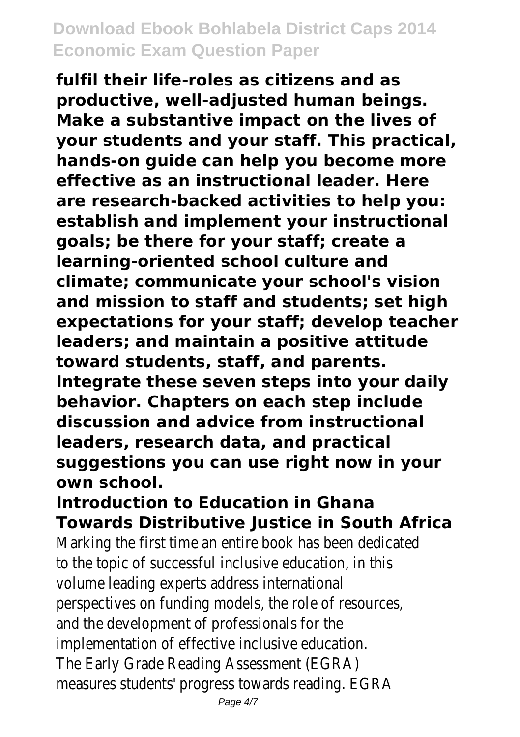**fulfil their life-roles as citizens and as productive, well-adjusted human beings. Make a substantive impact on the lives of your students and your staff. This practical, hands-on guide can help you become more effective as an instructional leader. Here are research-backed activities to help you: establish and implement your instructional goals; be there for your staff; create a learning-oriented school culture and climate; communicate your school's vision and mission to staff and students; set high expectations for your staff; develop teacher leaders; and maintain a positive attitude toward students, staff, and parents. Integrate these seven steps into your daily behavior. Chapters on each step include discussion and advice from instructional leaders, research data, and practical suggestions you can use right now in your own school.**

## Introduction to Education in Ghana

## Towards Distributive Justice in South Africa

Marking the first time an entire book has been dedicated to the topic of successful inclusive education, in this volume leading experts address international perspectives on funding models, the role of resources, and the development of professionals for the implementation of effective inclusive education.

The Early Grade Reading Assessment (EGRA) measures students' progress towards reading. EGRA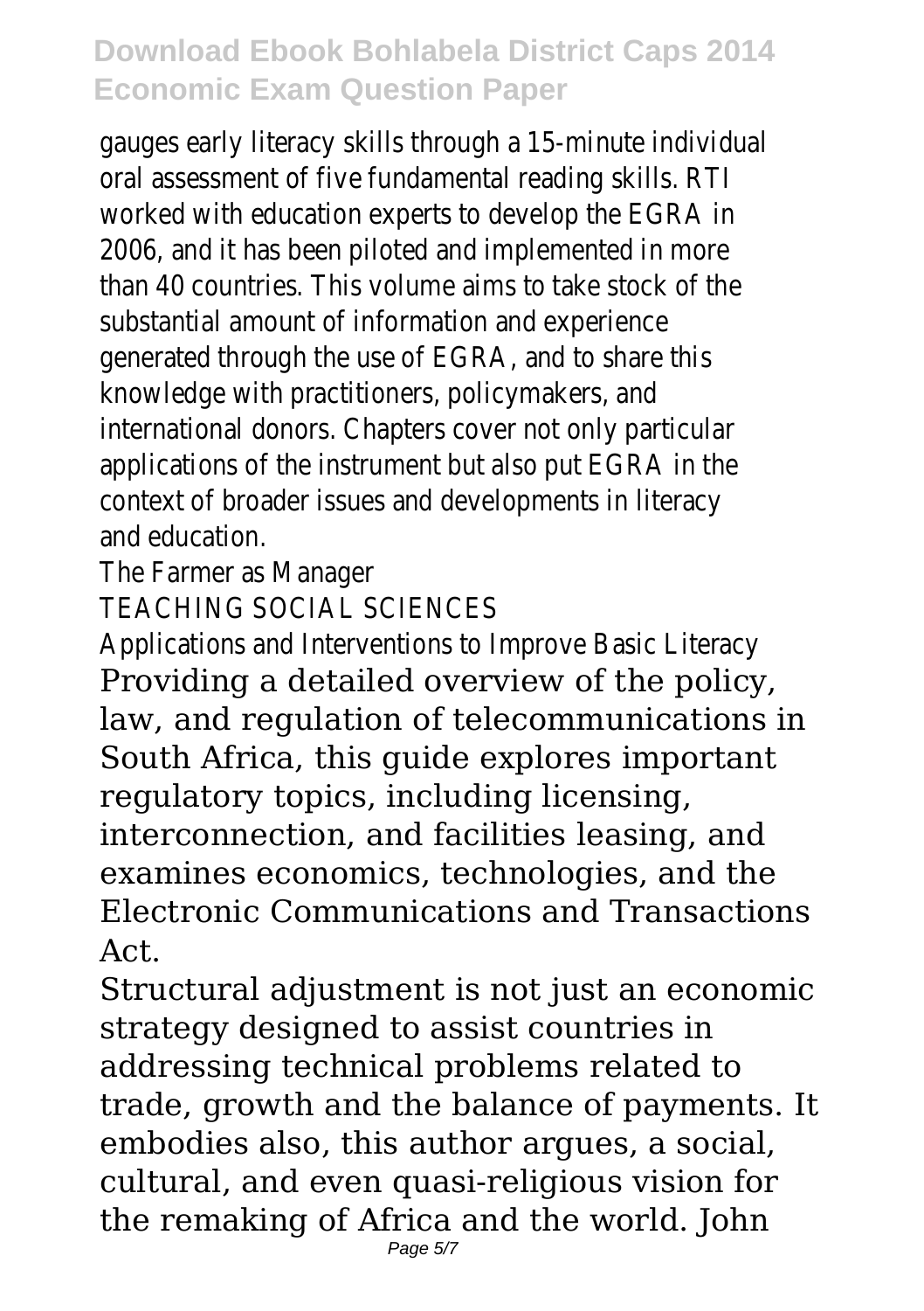gauges early literacy skills through a 15-minute individual oral assessment of five fundamental reading skills. RTI worked with education experts to develop the EGRA in 2006, and it has been piloted and implemented in more than 40 countries. This volume aims to take stock of the substantial amount of information and experience generated through the use of EGRA, and to share this knowledge with practitioners, policymakers, and international donors. Chapters cover not only particular applications of the instrument but also put EGRA in the context of broader issues and developments in literacy and education.

The Farmer as Manager

TEACHING SOCIAL SCIENCES

Applications and Interventions to Improve Basic Literacy

Providing a detailed overview of the policy, law, and regulation of telecommunications in South Africa, this guide explores important regulatory topics, including licensing, interconnection, and facilities leasing, and examines economics, technologies, and the Electronic Communications and Transactions Act.

Structural adjustment is not just an economic strategy designed to assist countries in addressing technical problems related to trade, growth and the balance of payments. It embodies also, this author argues, a social, cultural, and even quasi-religious vision for the remaking of Africa and the world. John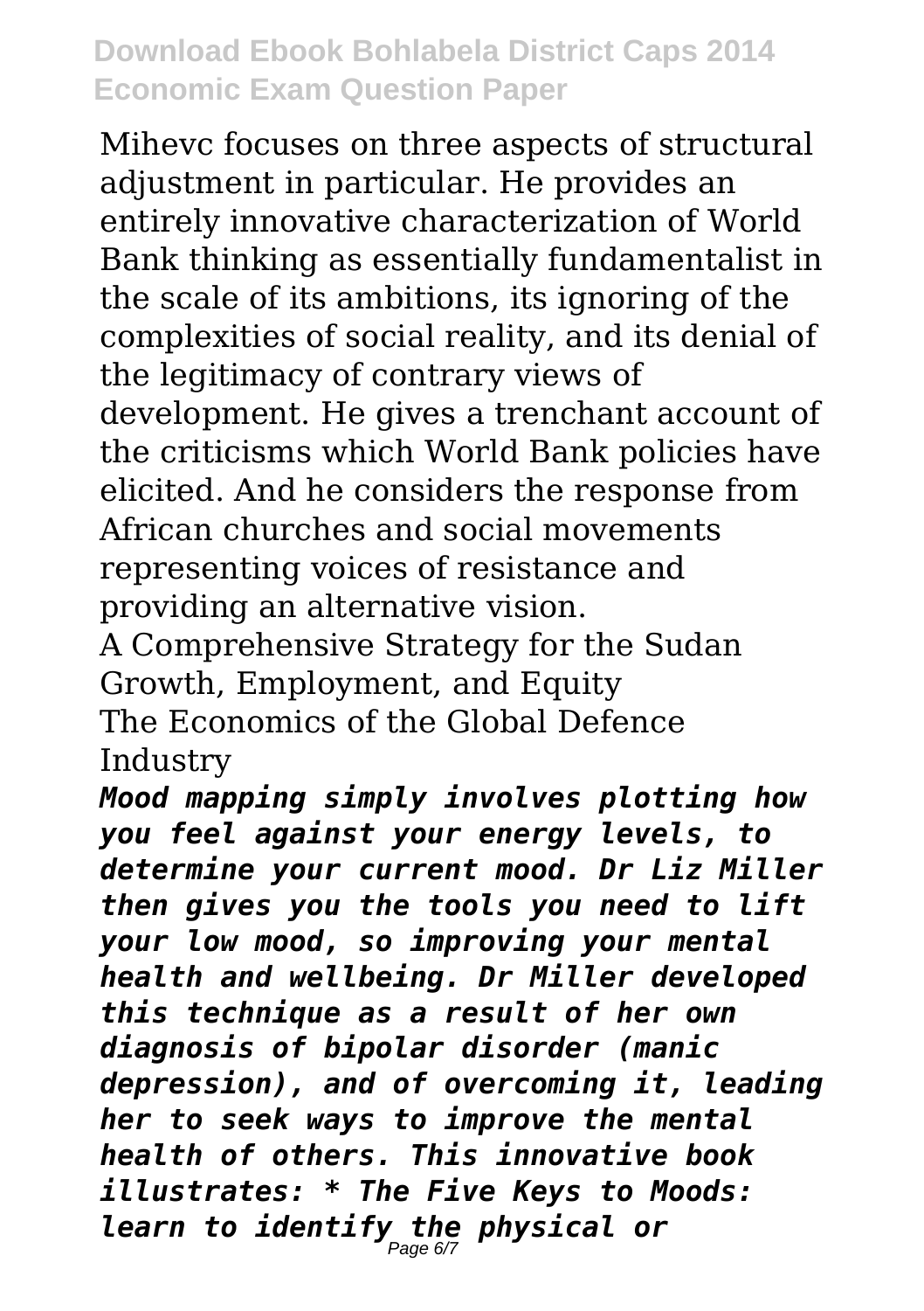Mihevc focuses on three aspects of structural adjustment in particular. He provides an entirely innovative characterization of World Bank thinking as essentially fundamentalist in the scale of its ambitions, its ignoring of the complexities of social reality, and its denial of the legitimacy of contrary views of development. He gives a trenchant account of the criticisms which World Bank policies have elicited. And he considers the response from African churches and social movements representing voices of resistance and providing an alternative vision.

A Comprehensive Strategy for the Sudan

Growth, Employment, and Equity

The Economics of the Global Defence Industry

***Mood mapping simply involves plotting how you feel against your energy levels, to determine your current mood. Dr Liz Miller then gives you the tools you need to lift your low mood, so improving your mental health and wellbeing. Dr Miller developed this technique as a result of her own diagnosis of bipolar disorder (manic depression), and of overcoming it, leading her to seek ways to improve the mental health of others. This innovative book illustrates: * The Five Keys to Moods: learn to identify the physical or***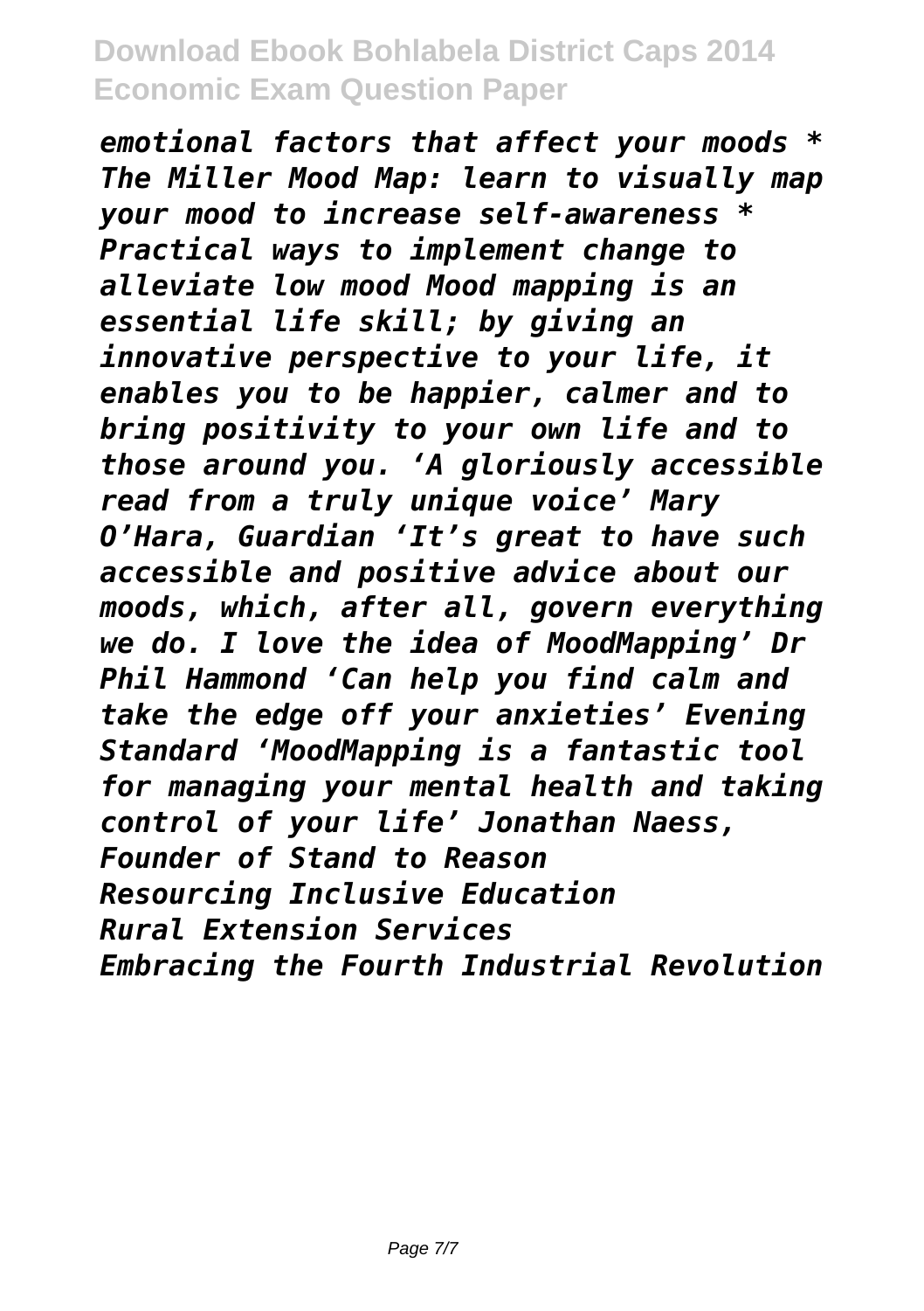*emotional factors that affect your moods * The Miller Mood Map: learn to visually map your mood to increase self-awareness * Practical ways to implement change to alleviate low mood Mood mapping is an essential life skill; by giving an innovative perspective to your life, it enables you to be happier, calmer and to bring positivity to your own life and to those around you. 'A gloriously accessible read from a truly unique voice' Mary O'Hara, Guardian 'It's great to have such accessible and positive advice about our moods, which, after all, govern everything we do. I love the idea of MoodMapping' Dr Phil Hammond 'Can help you find calm and take the edge off your anxieties' Evening Standard 'MoodMapping is a fantastic tool for managing your mental health and taking control of your life' Jonathan Naess, Founder of Stand to Reason*

*Resourcing Inclusive Education*

*Rural Extension Services*

*Embracing the Fourth Industrial Revolution*